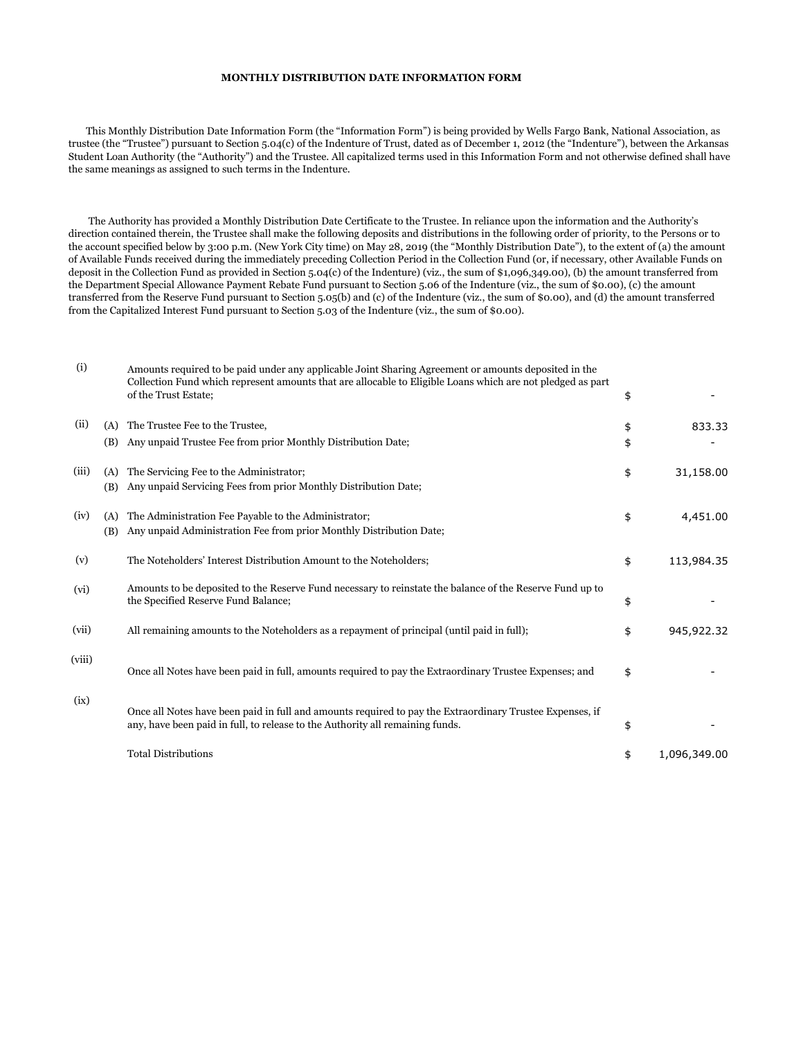**MONTHLY DISTRIBUTION DATE INFORMATION FORM**

This Monthly Distribution Date Information Form (the "Information Form") is being provided by Wells Fargo Bank, National Association, as trustee (the "Trustee") pursuant to Section 5.04(c) of the Indenture of Trust, dated as of December 1, 2012 (the "Indenture"), between the Arkansas Student Loan Authority (the "Authority") and the Trustee. All capitalized terms used in this Information Form and not otherwise defined shall have the same meanings as assigned to such terms in the Indenture.

The Authority has provided a Monthly Distribution Date Certificate to the Trustee. In reliance upon the information and the Authority's direction contained therein, the Trustee shall make the following deposits and distributions in the following order of priority, to the Persons or to the account specified below by 3:00 p.m. (New York City time) on May 28, 2019 (the "Monthly Distribution Date"), to the extent of (a) the amount of Available Funds received during the immediately preceding Collection Period in the Collection Fund (or, if necessary, other Available Funds on deposit in the Collection Fund as provided in Section 5.04(c) of the Indenture) (viz., the sum of $1,096,349.00), (b) the amount transferred from the Department Special Allowance Payment Rebate Fund pursuant to Section 5.06 of the Indenture (viz., the sum of $0.00), (c) the amount transferred from the Reserve Fund pursuant to Section 5.05(b) and (c) of the Indenture (viz., the sum of $0.00), and (d) the amount transferred from the Capitalized Interest Fund pursuant to Section 5.03 of the Indenture (viz., the sum of $0.00).

| | | | | |
|---|---|---|---|---|
| (i) | | Amounts required to be paid under any applicable Joint Sharing Agreement or amounts deposited in the Collection Fund which represent amounts that are allocable to Eligible Loans which are not pledged as part of the Trust Estate; | $ | - |
| (ii) | (A) | The Trustee Fee to the Trustee, | $ | 833.33 |
| | (B) | Any unpaid Trustee Fee from prior Monthly Distribution Date; | $ | - |
| (iii) | (A) | The Servicing Fee to the Administrator; | $ | 31,158.00 |
| | (B) | Any unpaid Servicing Fees from prior Monthly Distribution Date; | | |
| (iv) | (A) | The Administration Fee Payable to the Administrator; | $ | 4,451.00 |
| | (B) | Any unpaid Administration Fee from prior Monthly Distribution Date; | | |
| (v) | | The Noteholders' Interest Distribution Amount to the Noteholders; | $ | 113,984.35 |
| (vi) | | Amounts to be deposited to the Reserve Fund necessary to reinstate the balance of the Reserve Fund up to the Specified Reserve Fund Balance; | $ | - |
| (vii) | | All remaining amounts to the Noteholders as a repayment of principal (until paid in full); | $ | 945,922.32 |
| (viii) | | Once all Notes have been paid in full, amounts required to pay the Extraordinary Trustee Expenses; and | $ | - |
| (ix) | | Once all Notes have been paid in full and amounts required to pay the Extraordinary Trustee Expenses, if any, have been paid in full, to release to the Authority all remaining funds. | $ | - |
| | | Total Distributions | $ | 1,096,349.00 |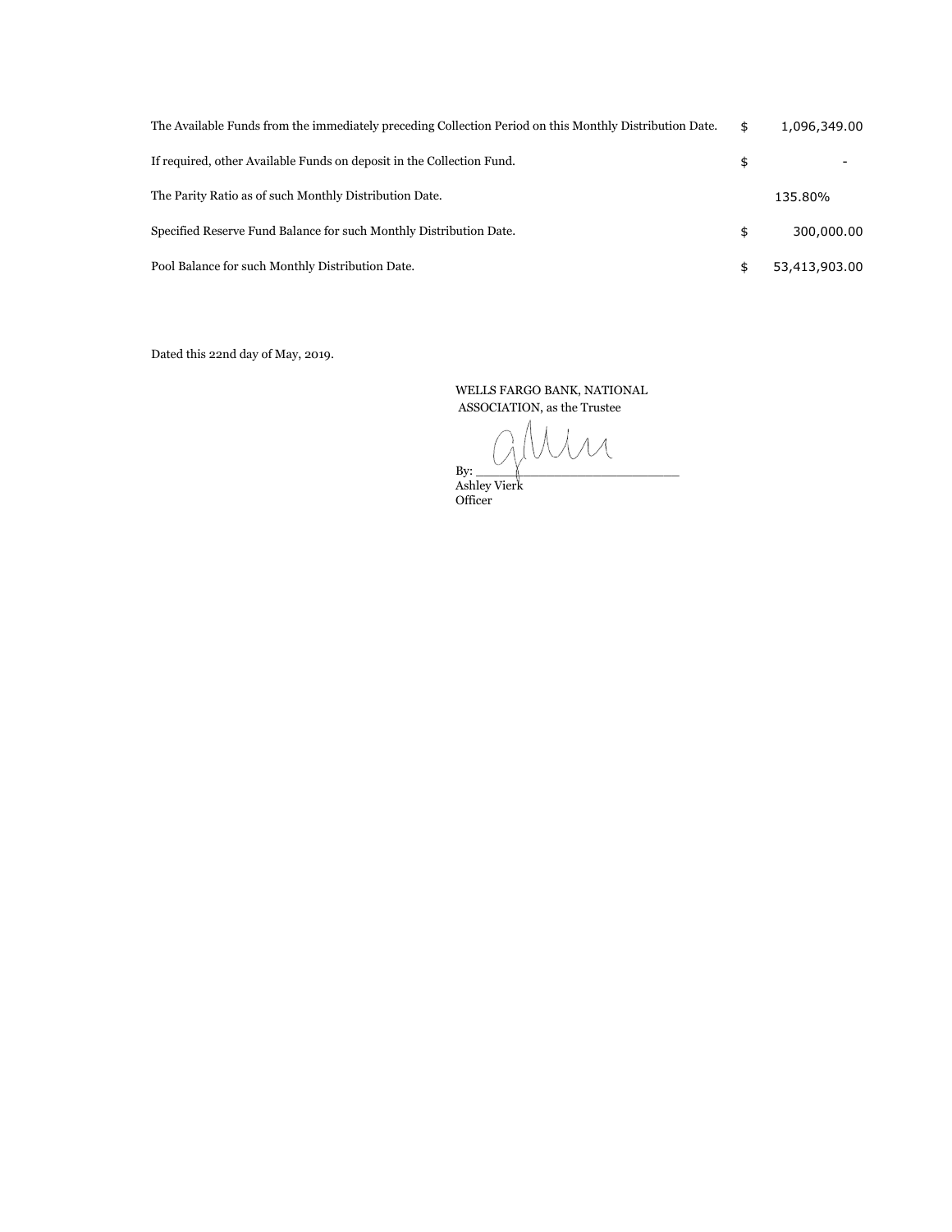| | | |
|---|---|---|
| The Available Funds from the immediately preceding Collection Period on this Monthly Distribution Date. | $ | 1,096,349.00 |
| If required, other Available Funds on deposit in the Collection Fund. | $ | - |
| The Parity Ratio as of such Monthly Distribution Date. | | 135.80% |
| Specified Reserve Fund Balance for such Monthly Distribution Date. | $ | 300,000.00 |
| Pool Balance for such Monthly Distribution Date. | $ | 53,413,903.00 |

Dated this 22nd day of May, 2019.

WELLS FARGO BANK, NATIONAL ASSOCIATION, as the Trustee

By: ___________________________

Ashley Vierk
Officer